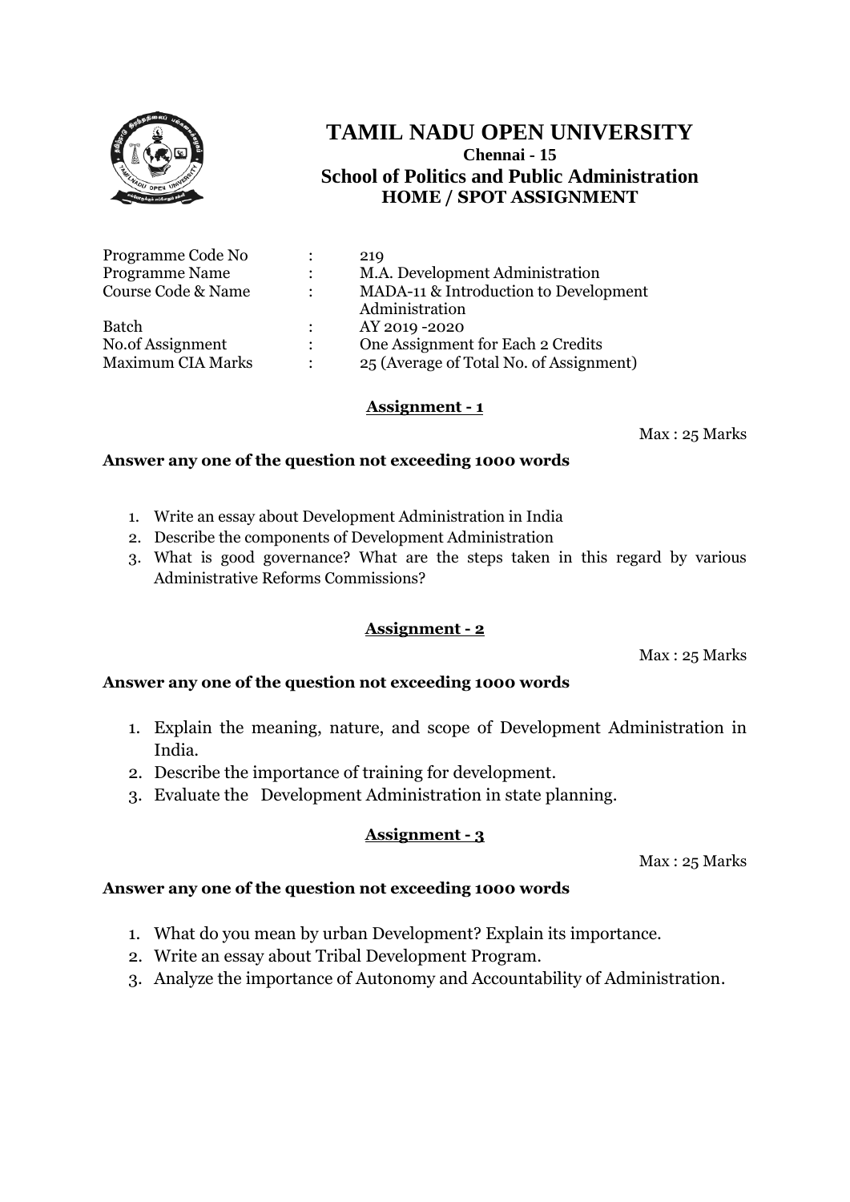# TAMIL NADU OPEN UNIVERSITY

**Chennai - 15**

## School of Politics and Public Administration

**HOME / SPOT ASSIGNMENT**

| | | |
|---|---|---|
| Programme Code No | : | 219 |
| Programme Name | : | M.A. Development Administration |
| Course Code & Name | : | MADA-11 & Introduction to Development Administration |
| Batch | : | AY 2019 -2020 |
| No.of Assignment | : | One Assignment for Each 2 Credits |
| Maximum CIA Marks | : | 25 (Average of Total No. of Assignment) |

### Assignment - 1

Max : 25 Marks

**Answer any one of the question not exceeding 1000 words**

1. Write an essay about Development Administration in India
2. Describe the components of Development Administration
3. What is good governance? What are the steps taken in this regard by various Administrative Reforms Commissions?

### Assignment - 2

Max : 25 Marks

**Answer any one of the question not exceeding 1000 words**

1. Explain the meaning, nature, and scope of Development Administration in India.
2. Describe the importance of training for development.
3. Evaluate the Development Administration in state planning.

### Assignment - 3

Max : 25 Marks

**Answer any one of the question not exceeding 1000 words**

1. What do you mean by urban Development? Explain its importance.
2. Write an essay about Tribal Development Program.
3. Analyze the importance of Autonomy and Accountability of Administration.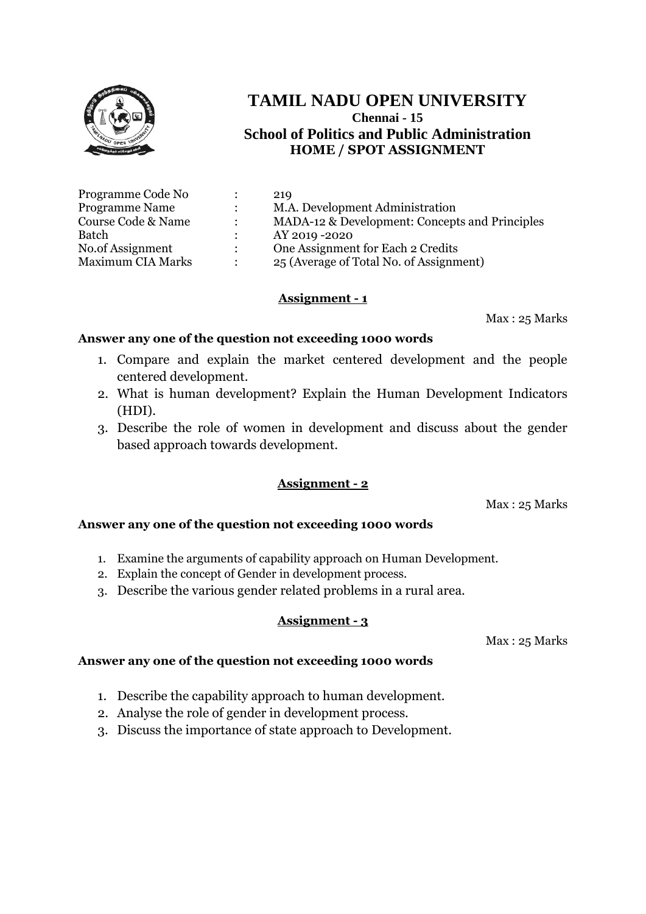# TAMIL NADU OPEN UNIVERSITY

**Chennai - 15**

**School of Politics and Public Administration**

**HOME / SPOT ASSIGNMENT**

| | | |
|---|---|---|
| Programme Code No | : | 219 |
| Programme Name | : | M.A. Development Administration |
| Course Code & Name | : | MADA-12 & Development: Concepts and Principles |
| Batch | : | AY 2019 -2020 |
| No.of Assignment | : | One Assignment for Each 2 Credits |
| Maximum CIA Marks | : | 25 (Average of Total No. of Assignment) |

## Assignment - 1

Max : 25 Marks

**Answer any one of the question not exceeding 1000 words**

1. Compare and explain the market centered development and the people centered development.
2. What is human development? Explain the Human Development Indicators (HDI).
3. Describe the role of women in development and discuss about the gender based approach towards development.

## Assignment - 2

Max : 25 Marks

**Answer any one of the question not exceeding 1000 words**

1. Examine the arguments of capability approach on Human Development.
2. Explain the concept of Gender in development process.
3. Describe the various gender related problems in a rural area.

## Assignment - 3

Max : 25 Marks

**Answer any one of the question not exceeding 1000 words**

1. Describe the capability approach to human development.
2. Analyse the role of gender in development process.
3. Discuss the importance of state approach to Development.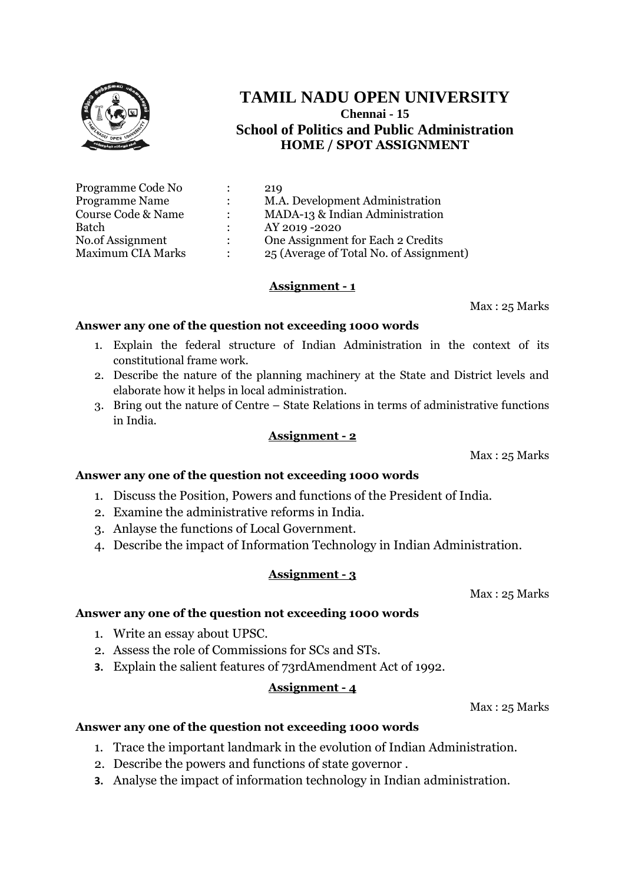# TAMIL NADU OPEN UNIVERSITY

**Chennai - 15**

## School of Politics and Public Administration

### HOME / SPOT ASSIGNMENT

| | | |
|---|---|---|
| Programme Code No | : | 219 |
| Programme Name | : | M.A. Development Administration |
| Course Code & Name | : | MADA-13 & Indian Administration |
| Batch | : | AY 2019 -2020 |
| No.of Assignment | : | One Assignment for Each 2 Credits |
| Maximum CIA Marks | : | 25 (Average of Total No. of Assignment) |

**Assignment - 1**

Max : 25 Marks

**Answer any one of the question not exceeding 1000 words**

1. Explain the federal structure of Indian Administration in the context of its constitutional frame work.
2. Describe the nature of the planning machinery at the State and District levels and elaborate how it helps in local administration.
3. Bring out the nature of Centre – State Relations in terms of administrative functions in India.

**Assignment - 2**

Max : 25 Marks

**Answer any one of the question not exceeding 1000 words**

1. Discuss the Position, Powers and functions of the President of India.
2. Examine the administrative reforms in India.
3. Anlayse the functions of Local Government.
4. Describe the impact of Information Technology in Indian Administration.

**Assignment - 3**

Max : 25 Marks

**Answer any one of the question not exceeding 1000 words**

1. Write an essay about UPSC.
2. Assess the role of Commissions for SCs and STs.
3. Explain the salient features of 73rdAmendment Act of 1992.

**Assignment - 4**

Max : 25 Marks

**Answer any one of the question not exceeding 1000 words**

1. Trace the important landmark in the evolution of Indian Administration.
2. Describe the powers and functions of state governor .
3. Analyse the impact of information technology in Indian administration.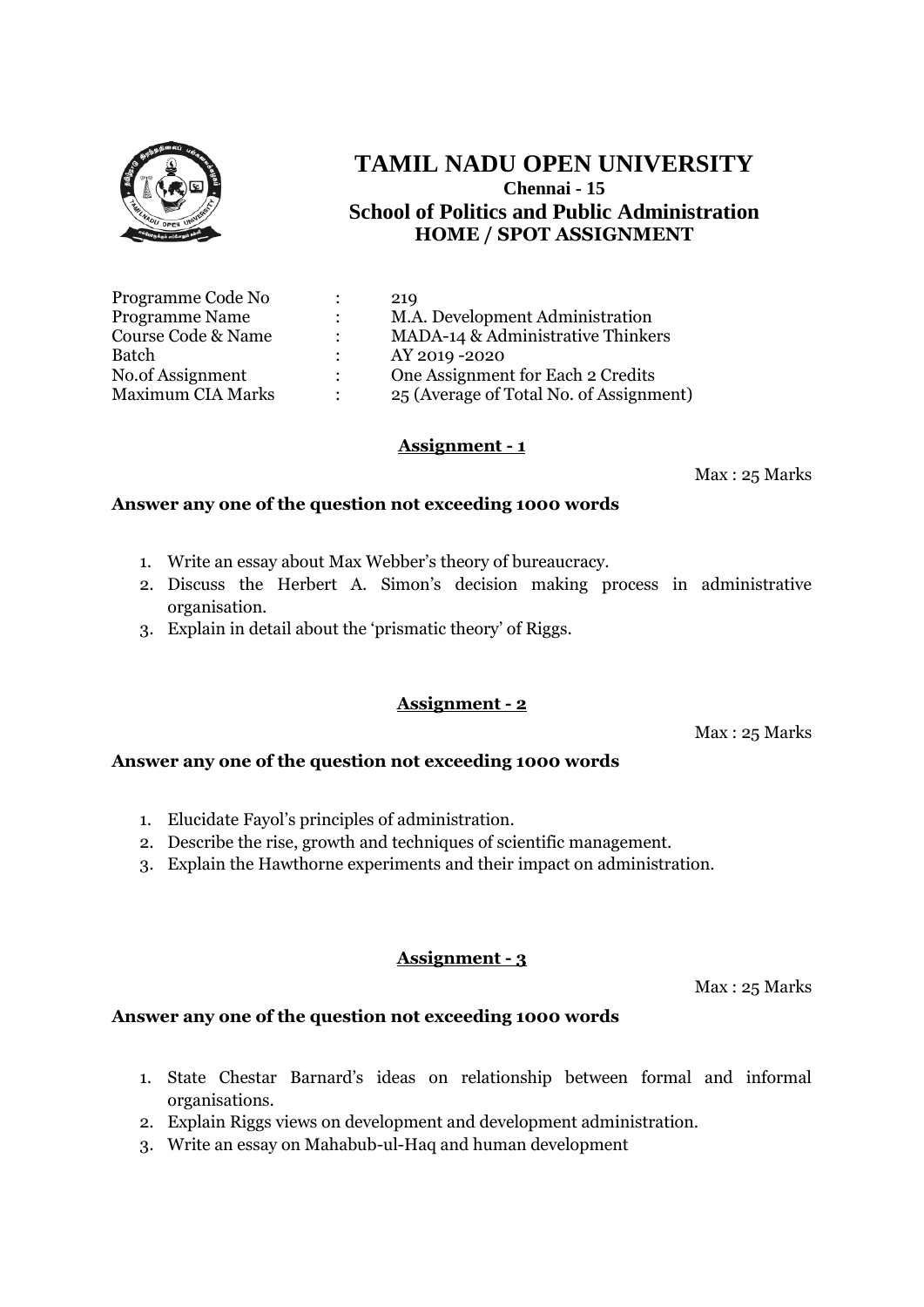# TAMIL NADU OPEN UNIVERSITY

**Chennai - 15**

## School of Politics and Public Administration

**HOME / SPOT ASSIGNMENT**

| | | |
|---|---|---|
| Programme Code No | : | 219 |
| Programme Name | : | M.A. Development Administration |
| Course Code & Name | : | MADA-14 & Administrative Thinkers |
| Batch | : | AY 2019 -2020 |
| No.of Assignment | : | One Assignment for Each 2 Credits |
| Maximum CIA Marks | : | 25 (Average of Total No. of Assignment) |

### Assignment - 1

Max : 25 Marks

**Answer any one of the question not exceeding 1000 words**

1. Write an essay about Max Webber's theory of bureaucracy.
2. Discuss the Herbert A. Simon's decision making process in administrative organisation.
3. Explain in detail about the 'prismatic theory' of Riggs.

### Assignment - 2

Max : 25 Marks

**Answer any one of the question not exceeding 1000 words**

1. Elucidate Fayol's principles of administration.
2. Describe the rise, growth and techniques of scientific management.
3. Explain the Hawthorne experiments and their impact on administration.

### Assignment - 3

Max : 25 Marks

**Answer any one of the question not exceeding 1000 words**

1. State Chestar Barnard's ideas on relationship between formal and informal organisations.
2. Explain Riggs views on development and development administration.
3. Write an essay on Mahabub-ul-Haq and human development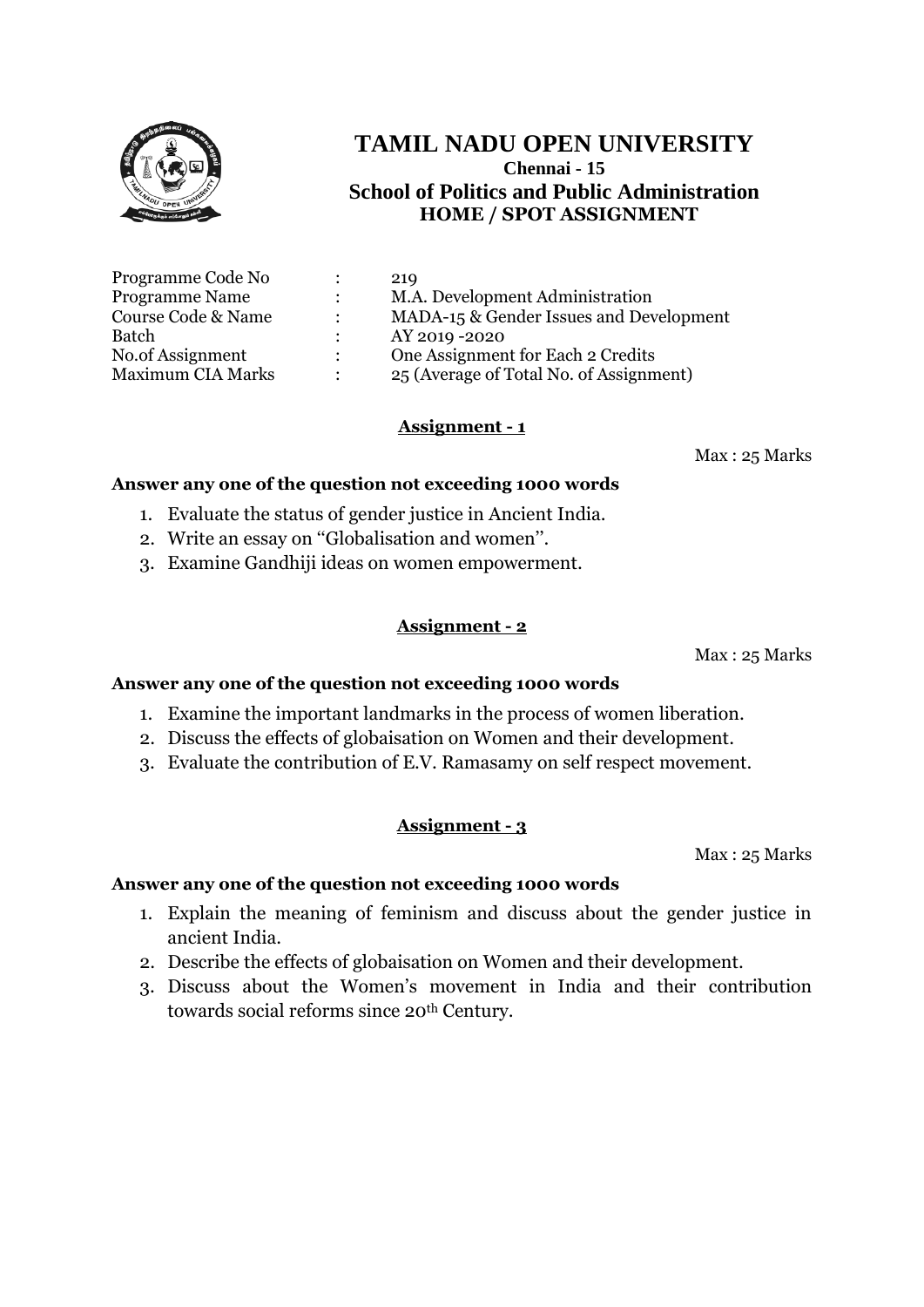# TAMIL NADU OPEN UNIVERSITY

**Chennai - 15**

**School of Politics and Public Administration**

**HOME / SPOT ASSIGNMENT**

| | | |
|---|---|---|
| Programme Code No | : | 219 |
| Programme Name | : | M.A. Development Administration |
| Course Code & Name | : | MADA-15 & Gender Issues and Development |
| Batch | : | AY 2019 -2020 |
| No.of Assignment | : | One Assignment for Each 2 Credits |
| Maximum CIA Marks | : | 25 (Average of Total No. of Assignment) |

## Assignment - 1

Max : 25 Marks

**Answer any one of the question not exceeding 1000 words**

1. Evaluate the status of gender justice in Ancient India.
2. Write an essay on "Globalisation and women".
3. Examine Gandhiji ideas on women empowerment.

## Assignment - 2

Max : 25 Marks

**Answer any one of the question not exceeding 1000 words**

1. Examine the important landmarks in the process of women liberation.
2. Discuss the effects of globaisation on Women and their development.
3. Evaluate the contribution of E.V. Ramasamy on self respect movement.

## Assignment - 3

Max : 25 Marks

**Answer any one of the question not exceeding 1000 words**

1. Explain the meaning of feminism and discuss about the gender justice in ancient India.
2. Describe the effects of globaisation on Women and their development.
3. Discuss about the Women's movement in India and their contribution towards social reforms since 20th Century.